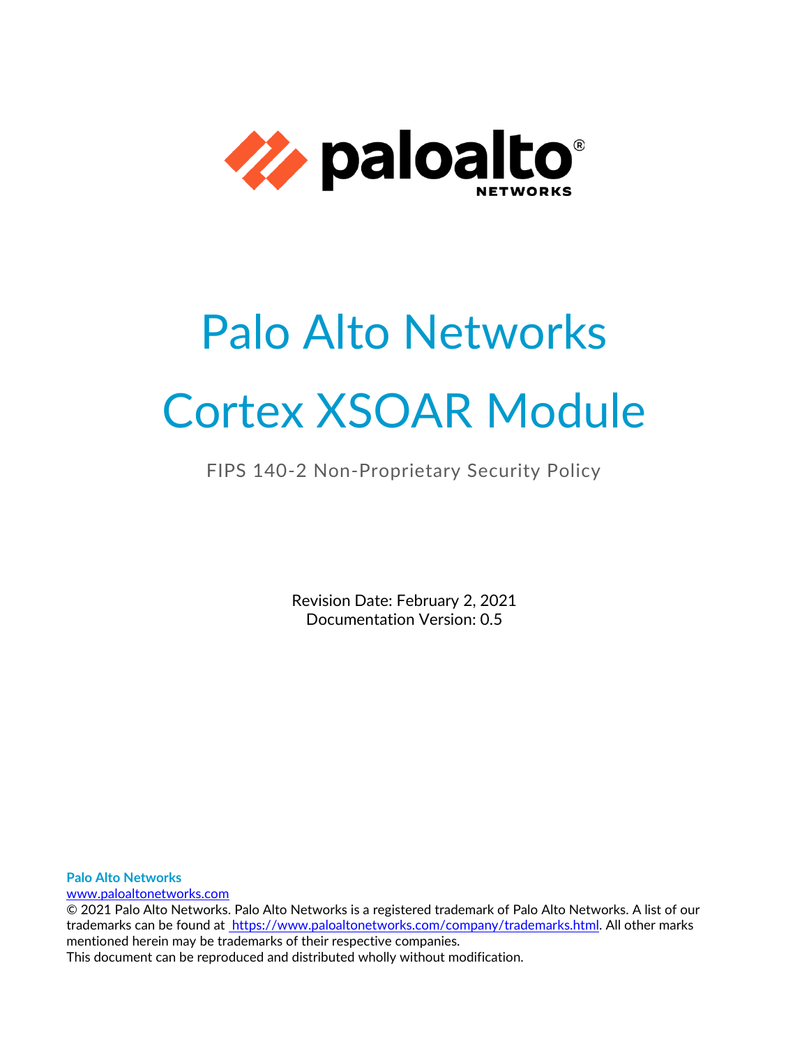# Palo Alto Networks

# Cortex XSOAR Module

FIPS 140-2 Non-Proprietary Security Policy

Revision Date: February 2, 2021
Documentation Version: 0.5

**Palo Alto Networks**
www.paloaltonetworks.com
© 2021 Palo Alto Networks. Palo Alto Networks is a registered trademark of Palo Alto Networks. A list of our trademarks can be found at https://www.paloaltonetworks.com/company/trademarks.html. All other marks mentioned herein may be trademarks of their respective companies.
This document can be reproduced and distributed wholly without modification.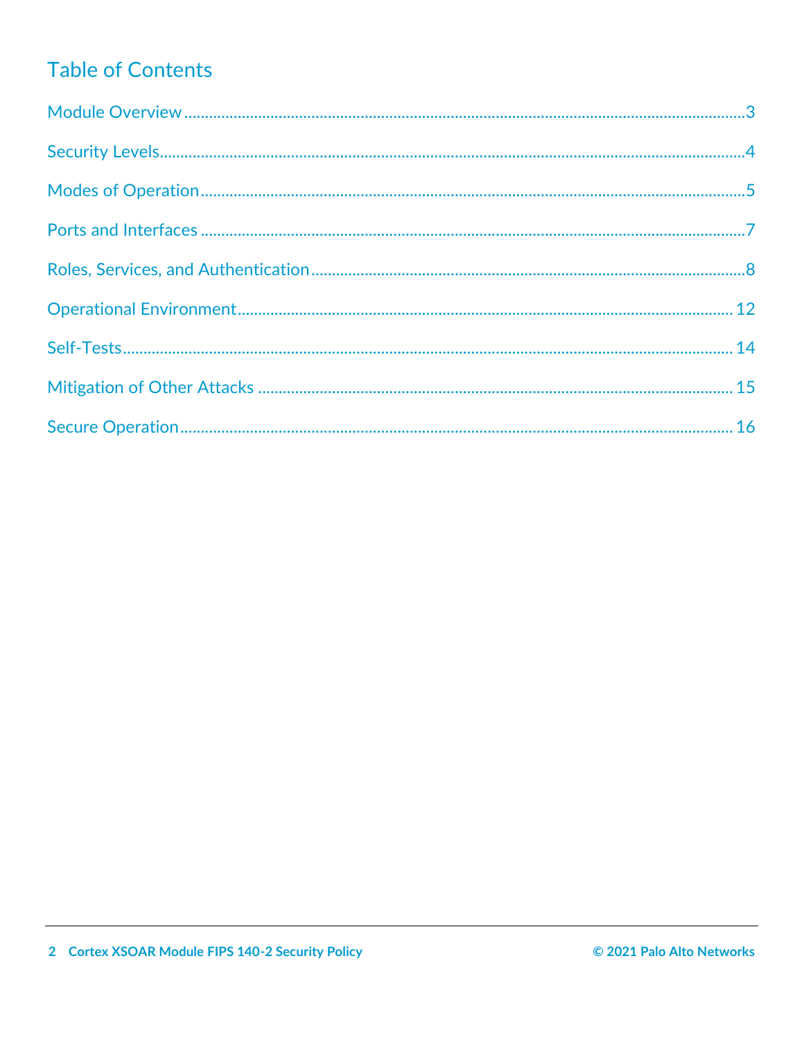# Table of Contents

Module Overview ........................................................................................................................ 3

Security Levels ........................................................................................................................... 4

Modes of Operation ................................................................................................................... 5

Ports and Interfaces ................................................................................................................... 7

Roles, Services, and Authentication ........................................................................................... 8

Operational Environment ......................................................................................................... 12

Self-Tests .................................................................................................................................. 14

Mitigation of Other Attacks ..................................................................................................... 15

Secure Operation ..................................................................................................................... 16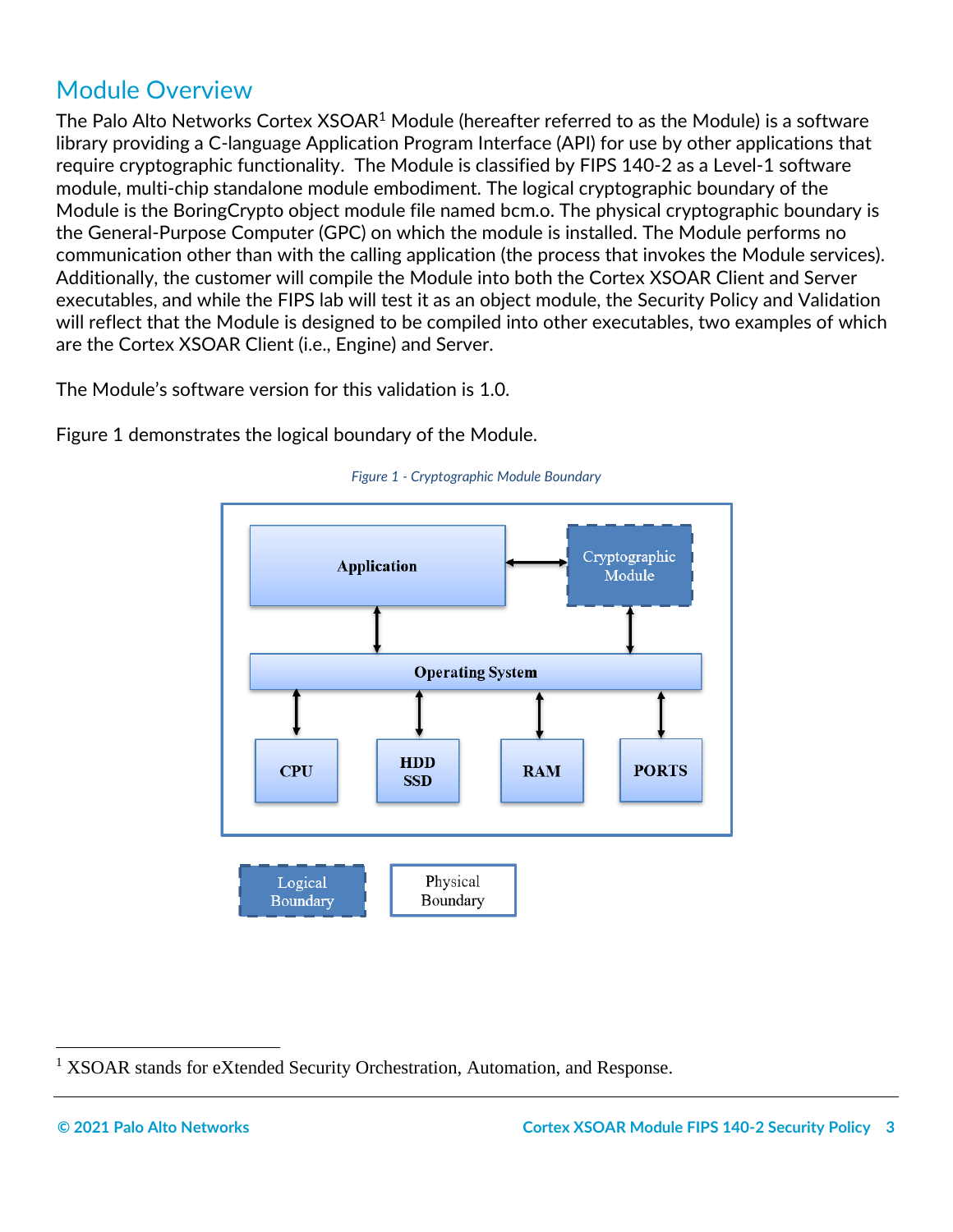## Module Overview

The Palo Alto Networks Cortex XSOAR[1] Module (hereafter referred to as the Module) is a software library providing a C-language Application Program Interface (API) for use by other applications that require cryptographic functionality. The Module is classified by FIPS 140-2 as a Level-1 software module, multi-chip standalone module embodiment. The logical cryptographic boundary of the Module is the BoringCrypto object module file named bcm.o. The physical cryptographic boundary is the General-Purpose Computer (GPC) on which the module is installed. The Module performs no communication other than with the calling application (the process that invokes the Module services). Additionally, the customer will compile the Module into both the Cortex XSOAR Client and Server executables, and while the FIPS lab will test it as an object module, the Security Policy and Validation will reflect that the Module is designed to be compiled into other executables, two examples of which are the Cortex XSOAR Client (i.e., Engine) and Server.

The Module's software version for this validation is 1.0.

Figure 1 demonstrates the logical boundary of the Module.

*Figure 1 - Cryptographic Module Boundary*

Application

Cryptographic Module

Operating System

CPU

HDD SSD

RAM

PORTS

Logical Boundary

Physical Boundary

[1] XSOAR stands for eXtended Security Orchestration, Automation, and Response.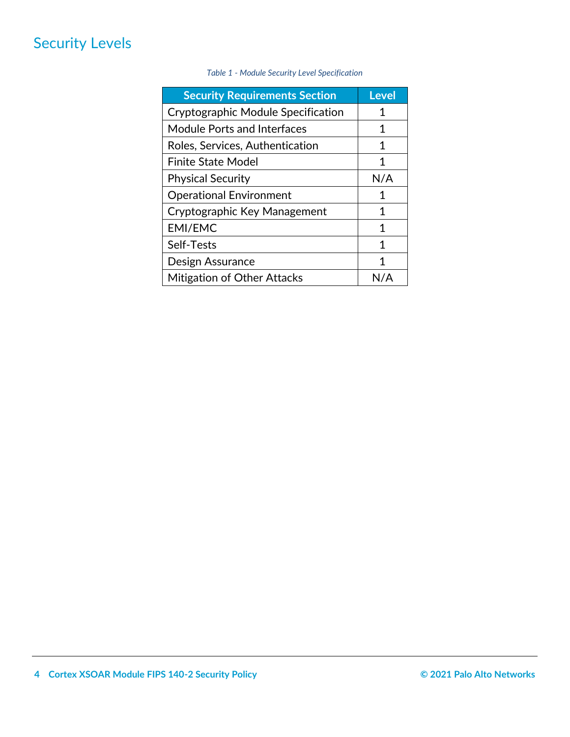## Security Levels

*Table 1 - Module Security Level Specification*

| Security Requirements Section | Level |
|---|---|
| Cryptographic Module Specification | 1 |
| Module Ports and Interfaces | 1 |
| Roles, Services, Authentication | 1 |
| Finite State Model | 1 |
| Physical Security | N/A |
| Operational Environment | 1 |
| Cryptographic Key Management | 1 |
| EMI/EMC | 1 |
| Self-Tests | 1 |
| Design Assurance | 1 |
| Mitigation of Other Attacks | N/A |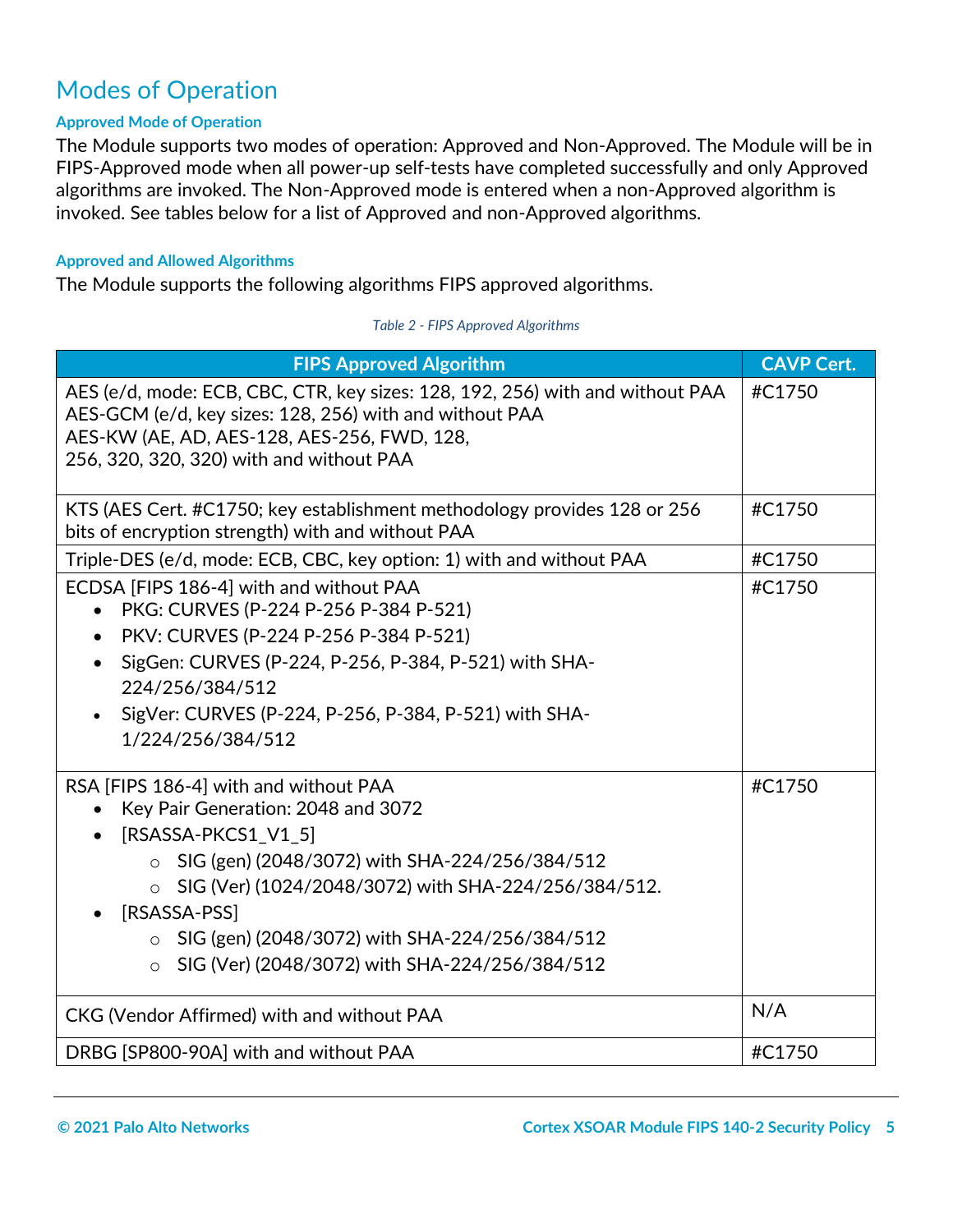## Modes of Operation

### Approved Mode of Operation

The Module supports two modes of operation: Approved and Non-Approved. The Module will be in FIPS-Approved mode when all power-up self-tests have completed successfully and only Approved algorithms are invoked. The Non-Approved mode is entered when a non-Approved algorithm is invoked. See tables below for a list of Approved and non-Approved algorithms.

### Approved and Allowed Algorithms

The Module supports the following algorithms FIPS approved algorithms.

*Table 2 - FIPS Approved Algorithms*

| FIPS Approved Algorithm | CAVP Cert. |
|---|---|
| AES (e/d, mode: ECB, CBC, CTR, key sizes: 128, 192, 256) with and without PAA<br>AES-GCM (e/d, key sizes: 128, 256) with and without PAA<br>AES-KW (AE, AD, AES-128, AES-256, FWD, 128, 256, 320, 320, 320) with and without PAA | #C1750 |
| KTS (AES Cert. #C1750; key establishment methodology provides 128 or 256 bits of encryption strength) with and without PAA | #C1750 |
| Triple-DES (e/d, mode: ECB, CBC, key option: 1) with and without PAA | #C1750 |
| ECDSA [FIPS 186-4] with and without PAA<br>• PKG: CURVES (P-224 P-256 P-384 P-521)<br>• PKV: CURVES (P-224 P-256 P-384 P-521)<br>• SigGen: CURVES (P-224, P-256, P-384, P-521) with SHA-224/256/384/512<br>• SigVer: CURVES (P-224, P-256, P-384, P-521) with SHA-1/224/256/384/512 | #C1750 |
| RSA [FIPS 186-4] with and without PAA<br>• Key Pair Generation: 2048 and 3072<br>• [RSASSA-PKCS1_V1_5]<br>  ○ SIG (gen) (2048/3072) with SHA-224/256/384/512<br>  ○ SIG (Ver) (1024/2048/3072) with SHA-224/256/384/512.<br>• [RSASSA-PSS]<br>  ○ SIG (gen) (2048/3072) with SHA-224/256/384/512<br>  ○ SIG (Ver) (2048/3072) with SHA-224/256/384/512 | #C1750 |
| CKG (Vendor Affirmed) with and without PAA | N/A |
| DRBG [SP800-90A] with and without PAA | #C1750 |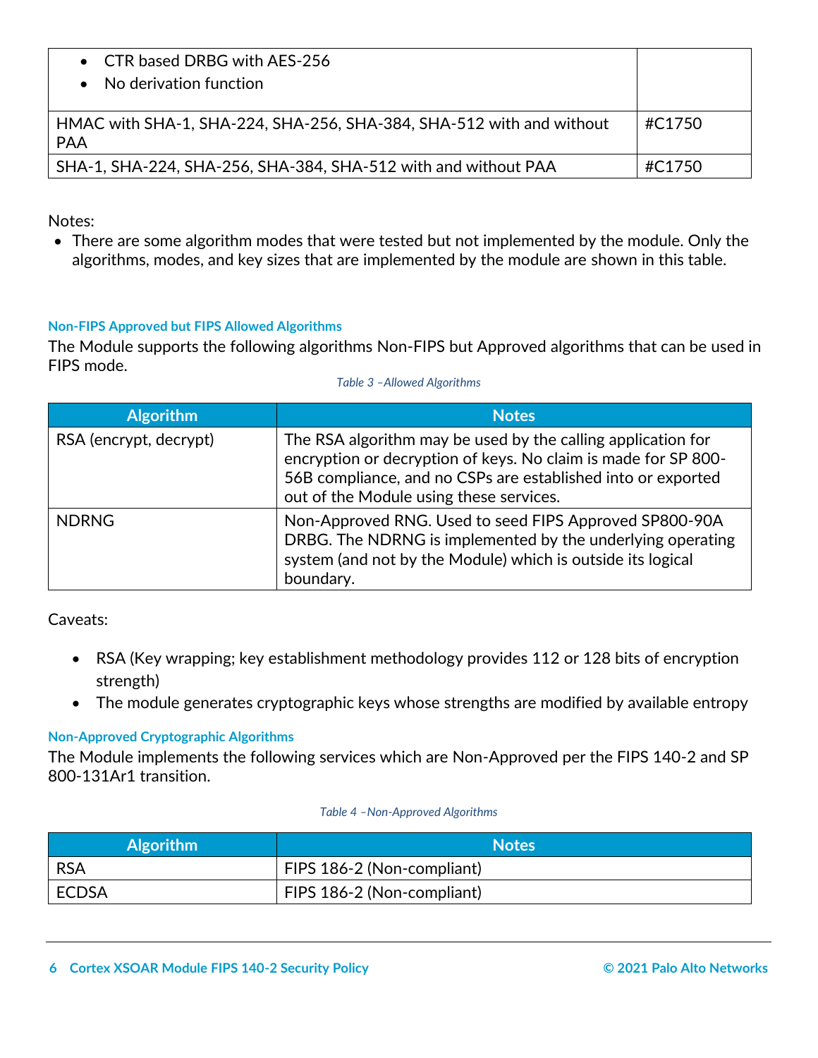| | |
|---|---|
| • CTR based DRBG with AES-256<br>• No derivation function | |
| HMAC with SHA-1, SHA-224, SHA-256, SHA-384, SHA-512 with and without PAA | #C1750 |
| SHA-1, SHA-224, SHA-256, SHA-384, SHA-512 with and without PAA | #C1750 |

Notes:

- There are some algorithm modes that were tested but not implemented by the module. Only the algorithms, modes, and key sizes that are implemented by the module are shown in this table.

#### Non-FIPS Approved but FIPS Allowed Algorithms

The Module supports the following algorithms Non-FIPS but Approved algorithms that can be used in FIPS mode.

*Table 3 –Allowed Algorithms*

| Algorithm | Notes |
|---|---|
| RSA (encrypt, decrypt) | The RSA algorithm may be used by the calling application for encryption or decryption of keys. No claim is made for SP 800-56B compliance, and no CSPs are established into or exported out of the Module using these services. |
| NDRNG | Non-Approved RNG. Used to seed FIPS Approved SP800-90A DRBG. The NDRNG is implemented by the underlying operating system (and not by the Module) which is outside its logical boundary. |

Caveats:

- RSA (Key wrapping; key establishment methodology provides 112 or 128 bits of encryption strength)
- The module generates cryptographic keys whose strengths are modified by available entropy

#### Non-Approved Cryptographic Algorithms

The Module implements the following services which are Non-Approved per the FIPS 140-2 and SP 800-131Ar1 transition.

*Table 4 –Non-Approved Algorithms*

| Algorithm | Notes |
|---|---|
| RSA | FIPS 186-2 (Non-compliant) |
| ECDSA | FIPS 186-2 (Non-compliant) |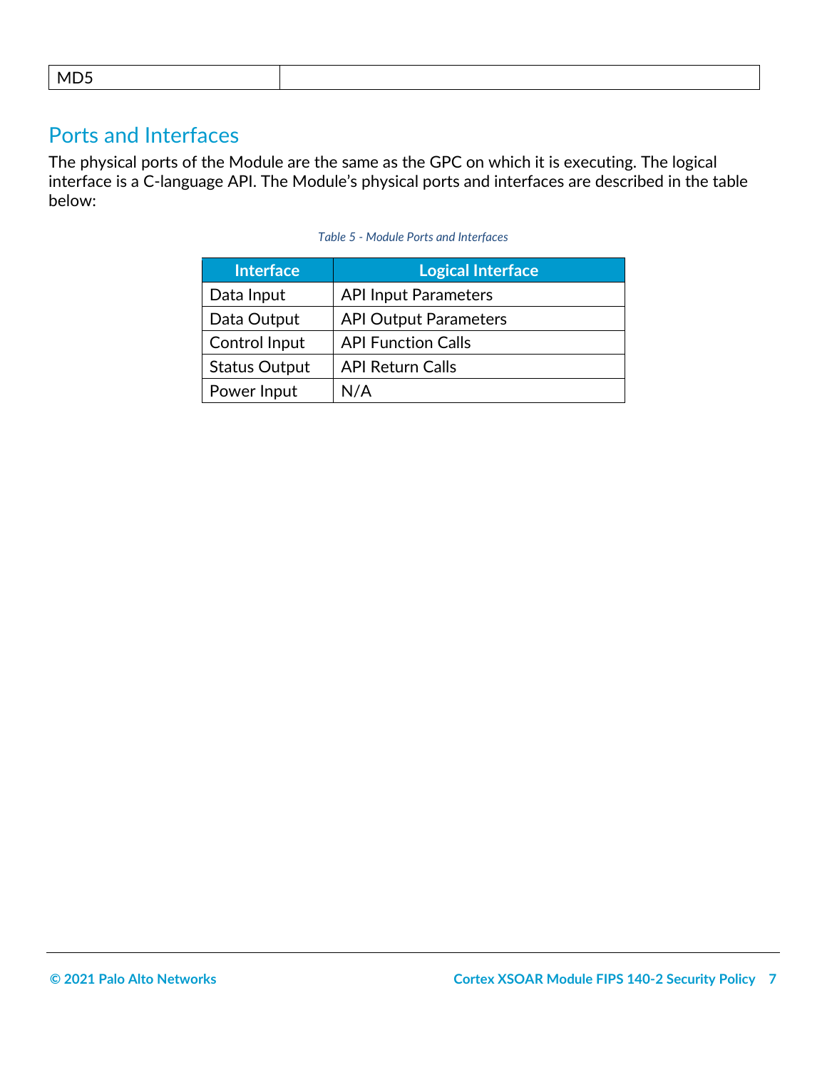| MD5 | |
|---|---|

## Ports and Interfaces

The physical ports of the Module are the same as the GPC on which it is executing. The logical interface is a C-language API. The Module's physical ports and interfaces are described in the table below:

*Table 5 - Module Ports and Interfaces*

| Interface | Logical Interface |
|---|---|
| Data Input | API Input Parameters |
| Data Output | API Output Parameters |
| Control Input | API Function Calls |
| Status Output | API Return Calls |
| Power Input | N/A |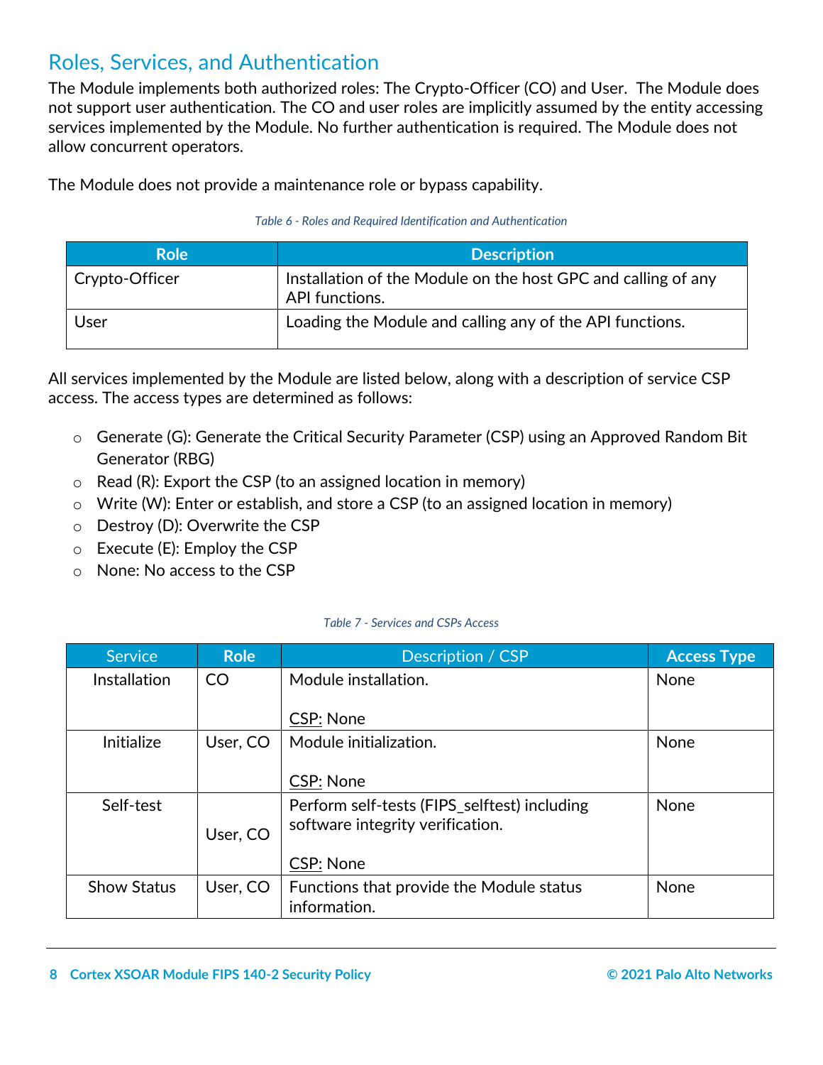## Roles, Services, and Authentication

The Module implements both authorized roles: The Crypto-Officer (CO) and User. The Module does not support user authentication. The CO and user roles are implicitly assumed by the entity accessing services implemented by the Module. No further authentication is required. The Module does not allow concurrent operators.

The Module does not provide a maintenance role or bypass capability.

*Table 6 - Roles and Required Identification and Authentication*

| Role | Description |
| --- | --- |
| Crypto-Officer | Installation of the Module on the host GPC and calling of any API functions. |
| User | Loading the Module and calling any of the API functions. |

All services implemented by the Module are listed below, along with a description of service CSP access. The access types are determined as follows:

- Generate (G): Generate the Critical Security Parameter (CSP) using an Approved Random Bit Generator (RBG)
- Read (R): Export the CSP (to an assigned location in memory)
- Write (W): Enter or establish, and store a CSP (to an assigned location in memory)
- Destroy (D): Overwrite the CSP
- Execute (E): Employ the CSP
- None: No access to the CSP

*Table 7 - Services and CSPs Access*

| Service | Role | Description / CSP | Access Type |
| --- | --- | --- | --- |
| Installation | CO | Module installation.<br><br>CSP: None | None |
| Initialize | User, CO | Module initialization.<br><br>CSP: None | None |
| Self-test | User, CO | Perform self-tests (FIPS_selftest) including software integrity verification.<br><br>CSP: None | None |
| Show Status | User, CO | Functions that provide the Module status information. | None |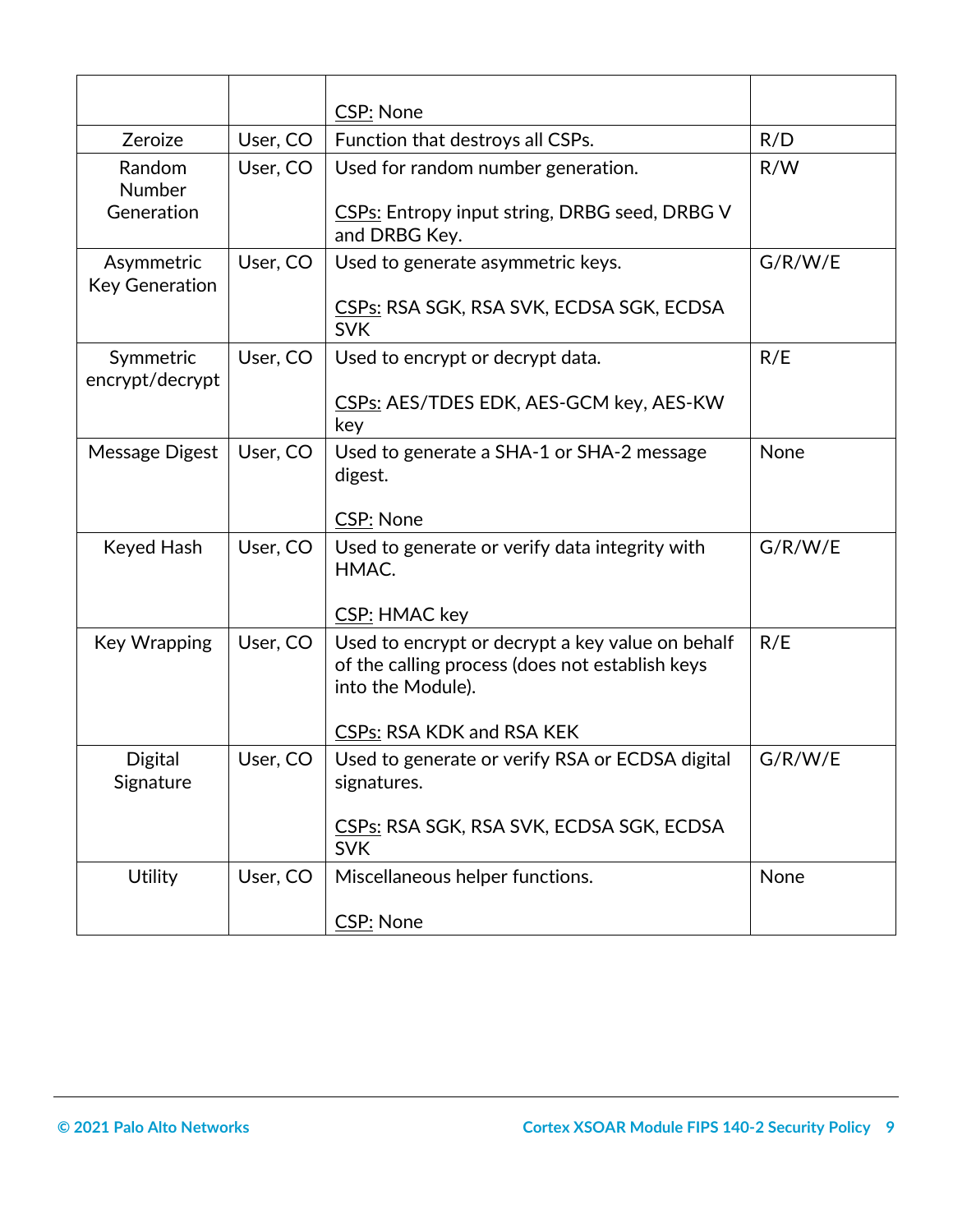| | | | |
|---|---|---|---|
| | | CSP: None | |
| Zeroize | User, CO | Function that destroys all CSPs. | R/D |
| Random Number Generation | User, CO | Used for random number generation.<br><br>CSPs: Entropy input string, DRBG seed, DRBG V and DRBG Key. | R/W |
| Asymmetric Key Generation | User, CO | Used to generate asymmetric keys.<br><br>CSPs: RSA SGK, RSA SVK, ECDSA SGK, ECDSA SVK | G/R/W/E |
| Symmetric encrypt/decrypt | User, CO | Used to encrypt or decrypt data.<br><br>CSPs: AES/TDES EDK, AES-GCM key, AES-KW key | R/E |
| Message Digest | User, CO | Used to generate a SHA-1 or SHA-2 message digest.<br><br>CSP: None | None |
| Keyed Hash | User, CO | Used to generate or verify data integrity with HMAC.<br><br>CSP: HMAC key | G/R/W/E |
| Key Wrapping | User, CO | Used to encrypt or decrypt a key value on behalf of the calling process (does not establish keys into the Module).<br><br>CSPs: RSA KDK and RSA KEK | R/E |
| Digital Signature | User, CO | Used to generate or verify RSA or ECDSA digital signatures.<br><br>CSPs: RSA SGK, RSA SVK, ECDSA SGK, ECDSA SVK | G/R/W/E |
| Utility | User, CO | Miscellaneous helper functions.<br><br>CSP: None | None |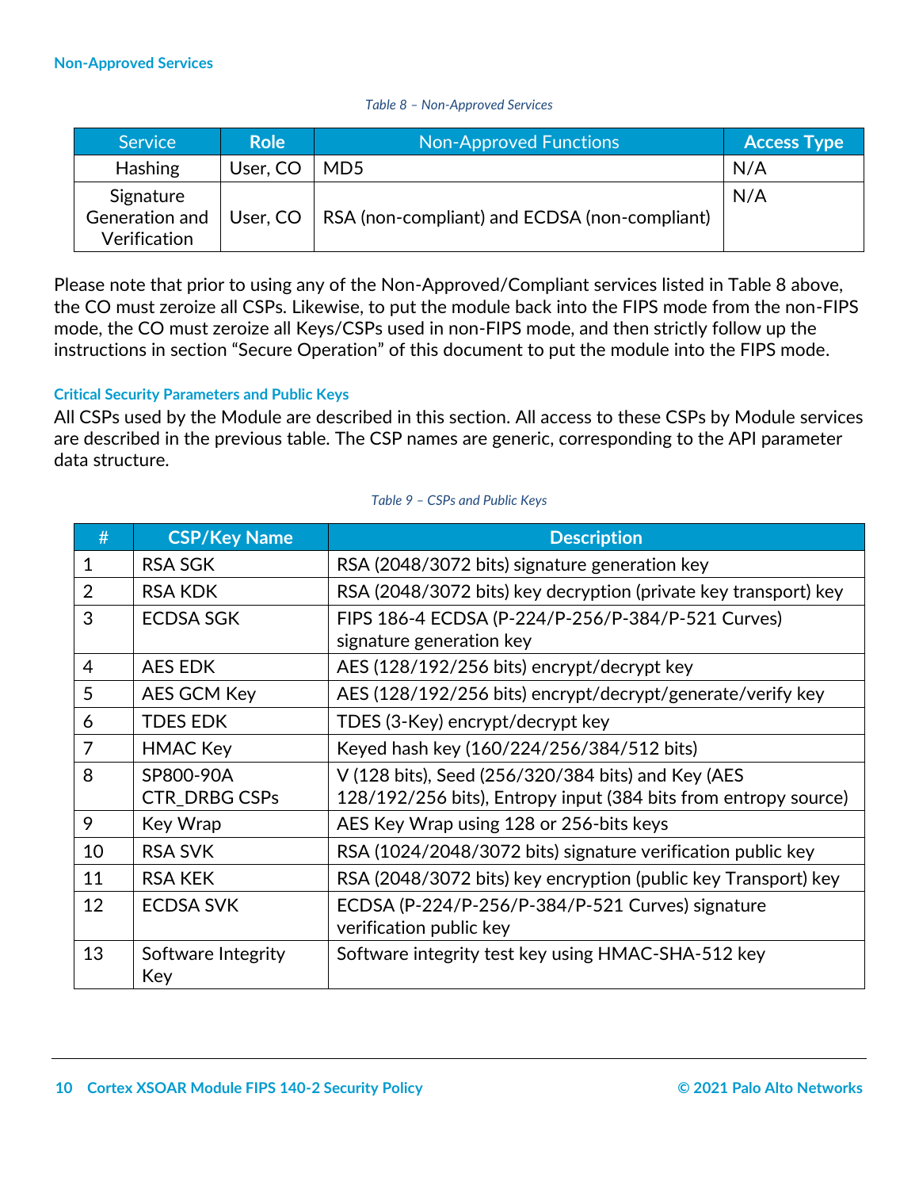### Non-Approved Services

*Table 8 – Non-Approved Services*

| Service | Role | Non-Approved Functions | Access Type |
|---|---|---|---|
| Hashing | User, CO | MD5 | N/A |
| Signature Generation and Verification | User, CO | RSA (non-compliant) and ECDSA (non-compliant) | N/A |

Please note that prior to using any of the Non-Approved/Compliant services listed in Table 8 above, the CO must zeroize all CSPs. Likewise, to put the module back into the FIPS mode from the non-FIPS mode, the CO must zeroize all Keys/CSPs used in non-FIPS mode, and then strictly follow up the instructions in section "Secure Operation" of this document to put the module into the FIPS mode.

### Critical Security Parameters and Public Keys

All CSPs used by the Module are described in this section. All access to these CSPs by Module services are described in the previous table. The CSP names are generic, corresponding to the API parameter data structure.

*Table 9 – CSPs and Public Keys*

| # | CSP/Key Name | Description |
|---|---|---|
| 1 | RSA SGK | RSA (2048/3072 bits) signature generation key |
| 2 | RSA KDK | RSA (2048/3072 bits) key decryption (private key transport) key |
| 3 | ECDSA SGK | FIPS 186-4 ECDSA (P-224/P-256/P-384/P-521 Curves) signature generation key |
| 4 | AES EDK | AES (128/192/256 bits) encrypt/decrypt key |
| 5 | AES GCM Key | AES (128/192/256 bits) encrypt/decrypt/generate/verify key |
| 6 | TDES EDK | TDES (3-Key) encrypt/decrypt key |
| 7 | HMAC Key | Keyed hash key (160/224/256/384/512 bits) |
| 8 | SP800-90A CTR_DRBG CSPs | V (128 bits), Seed (256/320/384 bits) and Key (AES 128/192/256 bits), Entropy input (384 bits from entropy source) |
| 9 | Key Wrap | AES Key Wrap using 128 or 256-bits keys |
| 10 | RSA SVK | RSA (1024/2048/3072 bits) signature verification public key |
| 11 | RSA KEK | RSA (2048/3072 bits) key encryption (public key Transport) key |
| 12 | ECDSA SVK | ECDSA (P-224/P-256/P-384/P-521 Curves) signature verification public key |
| 13 | Software Integrity Key | Software integrity test key using HMAC-SHA-512 key |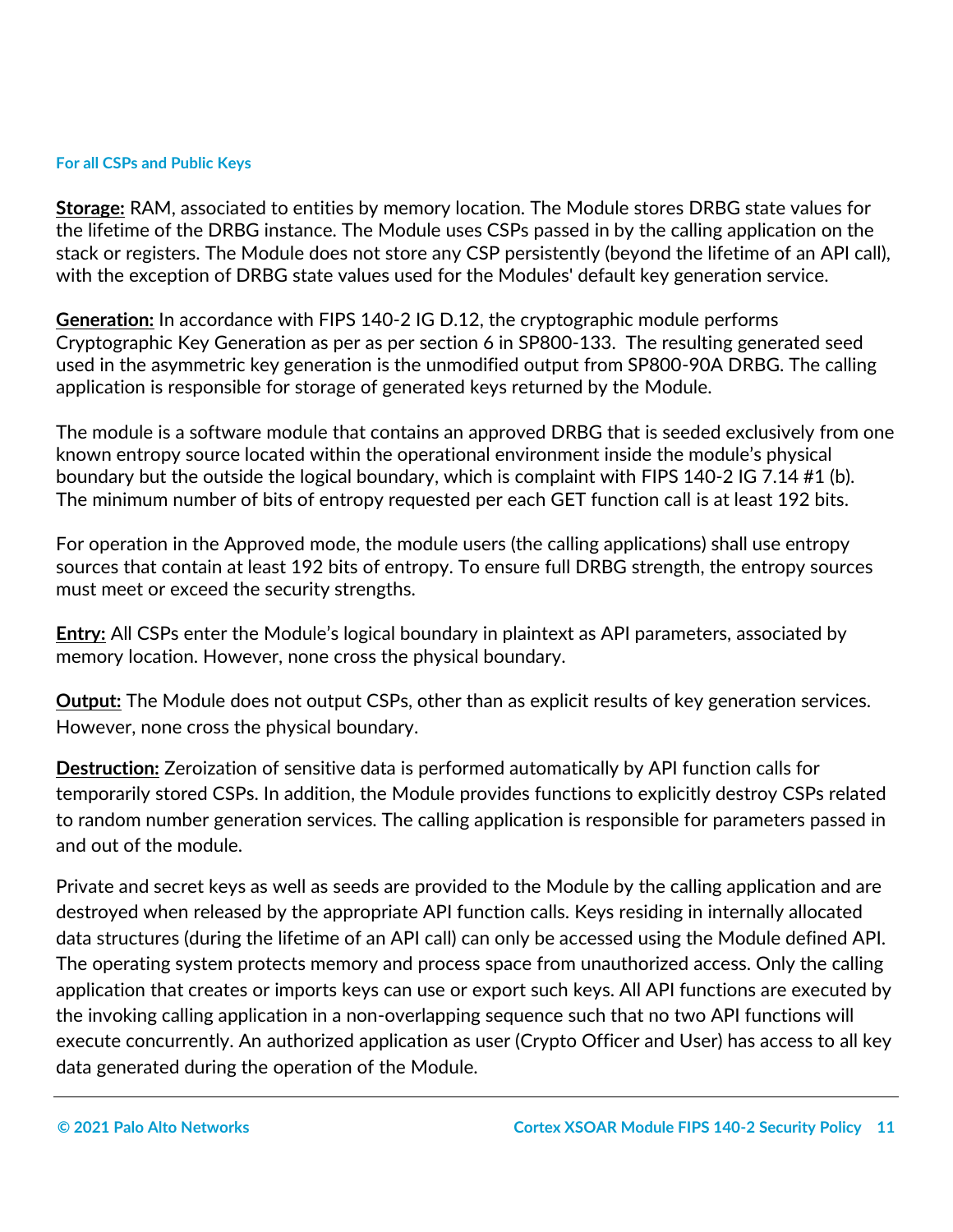#### For all CSPs and Public Keys

**<u>Storage:</u>** RAM, associated to entities by memory location. The Module stores DRBG state values for the lifetime of the DRBG instance. The Module uses CSPs passed in by the calling application on the stack or registers. The Module does not store any CSP persistently (beyond the lifetime of an API call), with the exception of DRBG state values used for the Modules' default key generation service.

**<u>Generation:</u>** In accordance with FIPS 140-2 IG D.12, the cryptographic module performs Cryptographic Key Generation as per as per section 6 in SP800-133. The resulting generated seed used in the asymmetric key generation is the unmodified output from SP800-90A DRBG. The calling application is responsible for storage of generated keys returned by the Module.

The module is a software module that contains an approved DRBG that is seeded exclusively from one known entropy source located within the operational environment inside the module's physical boundary but the outside the logical boundary, which is complaint with FIPS 140-2 IG 7.14 #1 (b). The minimum number of bits of entropy requested per each GET function call is at least 192 bits.

For operation in the Approved mode, the module users (the calling applications) shall use entropy sources that contain at least 192 bits of entropy. To ensure full DRBG strength, the entropy sources must meet or exceed the security strengths.

**<u>Entry:</u>** All CSPs enter the Module's logical boundary in plaintext as API parameters, associated by memory location. However, none cross the physical boundary.

**<u>Output:</u>** The Module does not output CSPs, other than as explicit results of key generation services. However, none cross the physical boundary.

**<u>Destruction:</u>** Zeroization of sensitive data is performed automatically by API function calls for temporarily stored CSPs. In addition, the Module provides functions to explicitly destroy CSPs related to random number generation services. The calling application is responsible for parameters passed in and out of the module.

Private and secret keys as well as seeds are provided to the Module by the calling application and are destroyed when released by the appropriate API function calls. Keys residing in internally allocated data structures (during the lifetime of an API call) can only be accessed using the Module defined API. The operating system protects memory and process space from unauthorized access. Only the calling application that creates or imports keys can use or export such keys. All API functions are executed by the invoking calling application in a non-overlapping sequence such that no two API functions will execute concurrently. An authorized application as user (Crypto Officer and User) has access to all key data generated during the operation of the Module.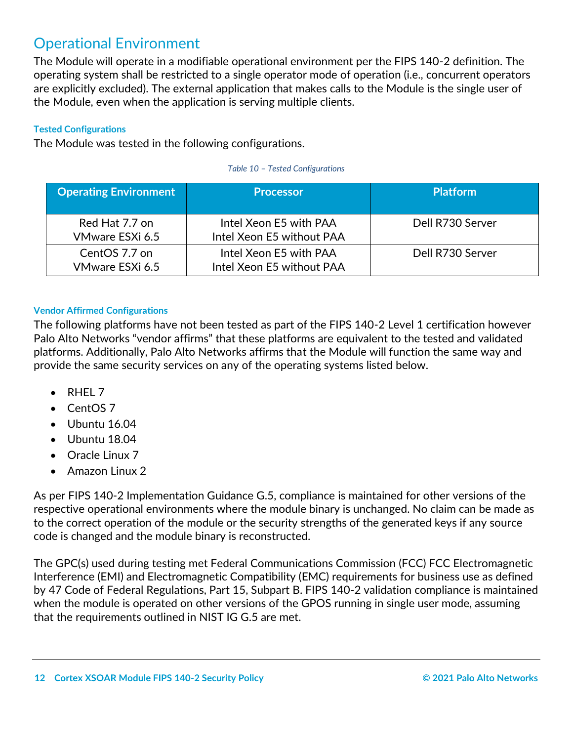## Operational Environment

The Module will operate in a modifiable operational environment per the FIPS 140-2 definition. The operating system shall be restricted to a single operator mode of operation (i.e., concurrent operators are explicitly excluded). The external application that makes calls to the Module is the single user of the Module, even when the application is serving multiple clients.

#### Tested Configurations

The Module was tested in the following configurations.

*Table 10 – Tested Configurations*

| Operating Environment | Processor | Platform |
|---|---|---|
| Red Hat 7.7 on VMware ESXi 6.5 | Intel Xeon E5 with PAA<br>Intel Xeon E5 without PAA | Dell R730 Server |
| CentOS 7.7 on VMware ESXi 6.5 | Intel Xeon E5 with PAA<br>Intel Xeon E5 without PAA | Dell R730 Server |

#### Vendor Affirmed Configurations

The following platforms have not been tested as part of the FIPS 140-2 Level 1 certification however Palo Alto Networks "vendor affirms" that these platforms are equivalent to the tested and validated platforms. Additionally, Palo Alto Networks affirms that the Module will function the same way and provide the same security services on any of the operating systems listed below.

- RHEL 7
- CentOS 7
- Ubuntu 16.04
- Ubuntu 18.04
- Oracle Linux 7
- Amazon Linux 2

As per FIPS 140-2 Implementation Guidance G.5, compliance is maintained for other versions of the respective operational environments where the module binary is unchanged. No claim can be made as to the correct operation of the module or the security strengths of the generated keys if any source code is changed and the module binary is reconstructed.

The GPC(s) used during testing met Federal Communications Commission (FCC) FCC Electromagnetic Interference (EMI) and Electromagnetic Compatibility (EMC) requirements for business use as defined by 47 Code of Federal Regulations, Part 15, Subpart B. FIPS 140-2 validation compliance is maintained when the module is operated on other versions of the GPOS running in single user mode, assuming that the requirements outlined in NIST IG G.5 are met.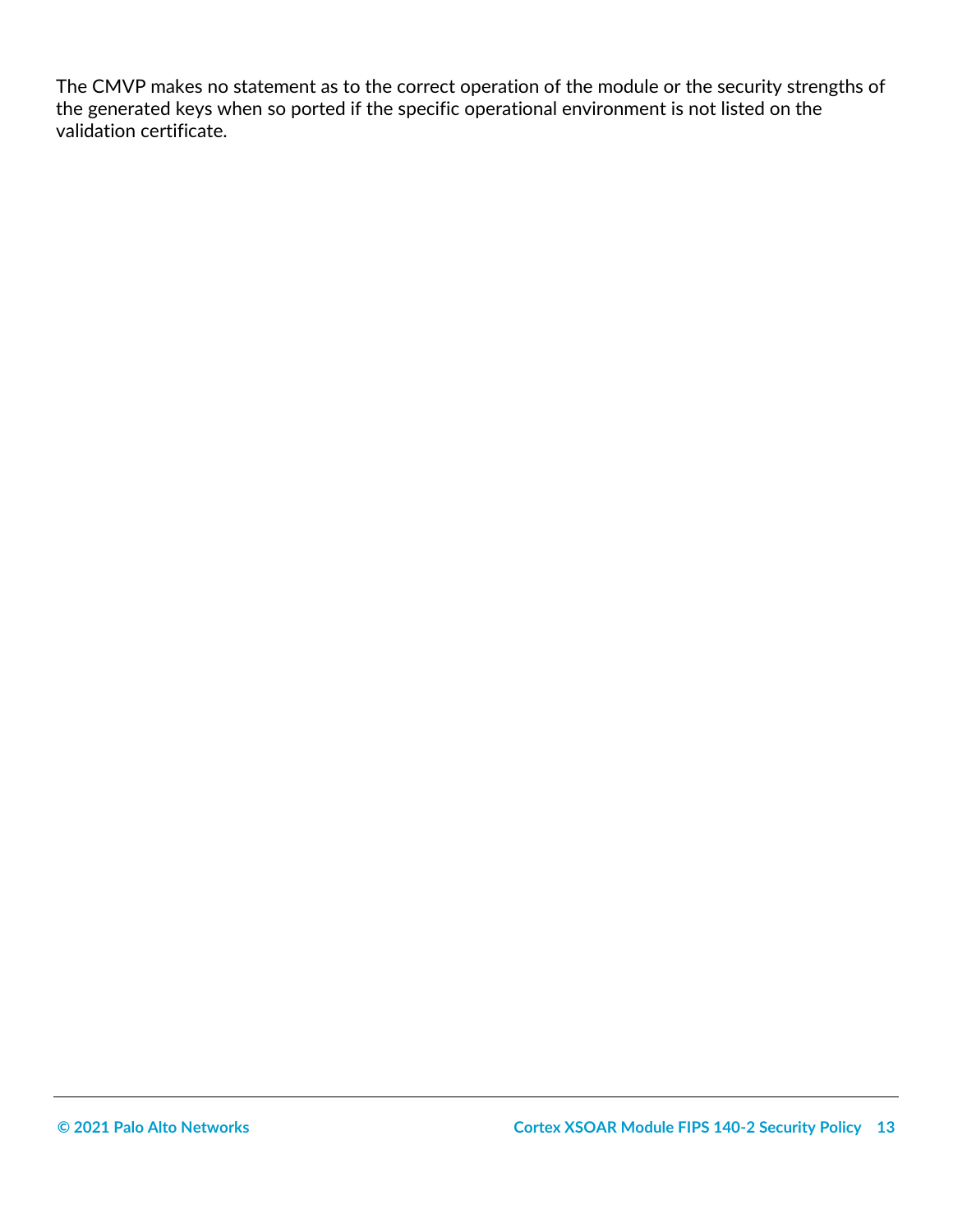The CMVP makes no statement as to the correct operation of the module or the security strengths of the generated keys when so ported if the specific operational environment is not listed on the validation certificate.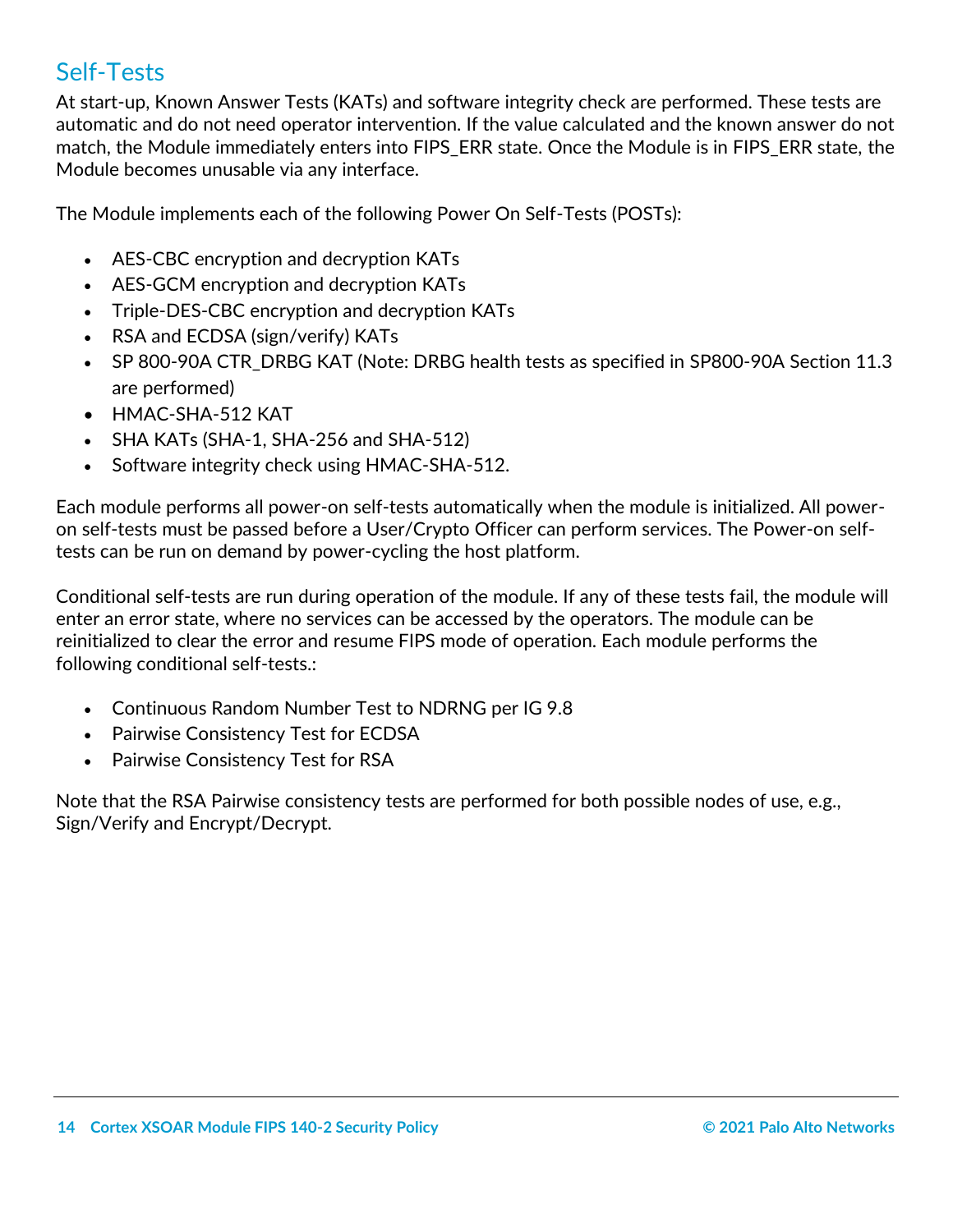## Self-Tests

At start-up, Known Answer Tests (KATs) and software integrity check are performed. These tests are automatic and do not need operator intervention. If the value calculated and the known answer do not match, the Module immediately enters into FIPS_ERR state. Once the Module is in FIPS_ERR state, the Module becomes unusable via any interface.

The Module implements each of the following Power On Self-Tests (POSTs):

- AES-CBC encryption and decryption KATs
- AES-GCM encryption and decryption KATs
- Triple-DES-CBC encryption and decryption KATs
- RSA and ECDSA (sign/verify) KATs
- SP 800-90A CTR_DRBG KAT (Note: DRBG health tests as specified in SP800-90A Section 11.3 are performed)
- HMAC-SHA-512 KAT
- SHA KATs (SHA-1, SHA-256 and SHA-512)
- Software integrity check using HMAC-SHA-512.

Each module performs all power-on self-tests automatically when the module is initialized. All power-on self-tests must be passed before a User/Crypto Officer can perform services. The Power-on self-tests can be run on demand by power-cycling the host platform.

Conditional self-tests are run during operation of the module. If any of these tests fail, the module will enter an error state, where no services can be accessed by the operators. The module can be reinitialized to clear the error and resume FIPS mode of operation. Each module performs the following conditional self-tests.:

- Continuous Random Number Test to NDRNG per IG 9.8
- Pairwise Consistency Test for ECDSA
- Pairwise Consistency Test for RSA

Note that the RSA Pairwise consistency tests are performed for both possible nodes of use, e.g., Sign/Verify and Encrypt/Decrypt.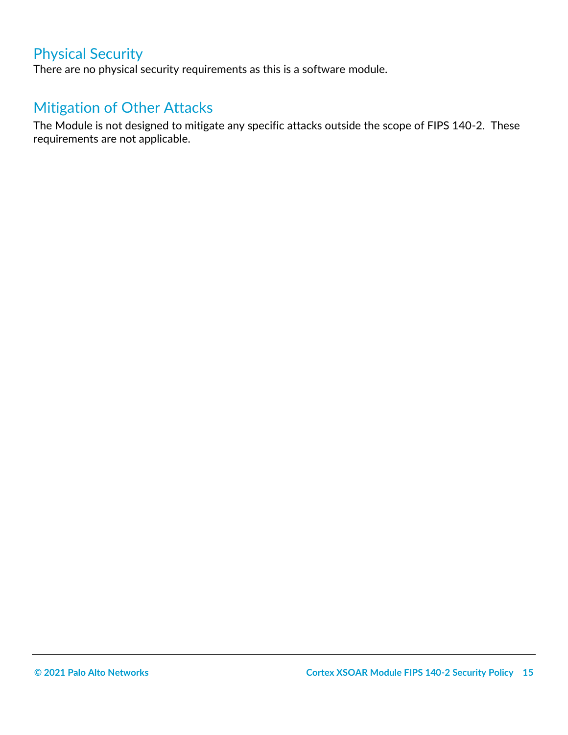## Physical Security

There are no physical security requirements as this is a software module.

## Mitigation of Other Attacks

The Module is not designed to mitigate any specific attacks outside the scope of FIPS 140-2. These requirements are not applicable.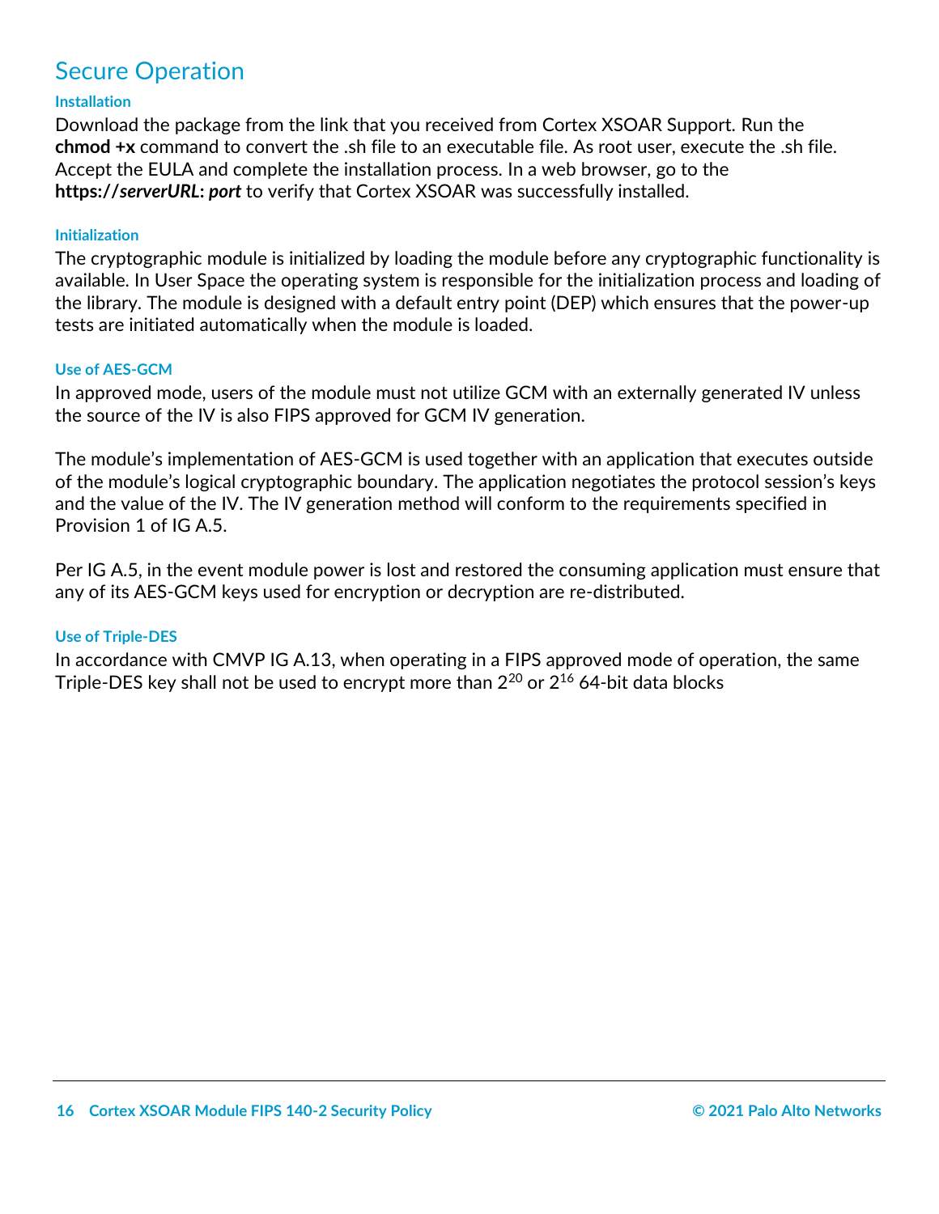## Secure Operation

### Installation

Download the package from the link that you received from Cortex XSOAR Support. Run the **chmod +x** command to convert the .sh file to an executable file. As root user, execute the .sh file. Accept the EULA and complete the installation process. In a web browser, go to the **https://*serverURL*: *port*** to verify that Cortex XSOAR was successfully installed.

### Initialization

The cryptographic module is initialized by loading the module before any cryptographic functionality is available. In User Space the operating system is responsible for the initialization process and loading of the library. The module is designed with a default entry point (DEP) which ensures that the power-up tests are initiated automatically when the module is loaded.

### Use of AES-GCM

In approved mode, users of the module must not utilize GCM with an externally generated IV unless the source of the IV is also FIPS approved for GCM IV generation.

The module's implementation of AES-GCM is used together with an application that executes outside of the module's logical cryptographic boundary. The application negotiates the protocol session's keys and the value of the IV. The IV generation method will conform to the requirements specified in Provision 1 of IG A.5.

Per IG A.5, in the event module power is lost and restored the consuming application must ensure that any of its AES-GCM keys used for encryption or decryption are re-distributed.

### Use of Triple-DES

In accordance with CMVP IG A.13, when operating in a FIPS approved mode of operation, the same Triple-DES key shall not be used to encrypt more than $2^{20}$ or $2^{16}$ 64-bit data blocks